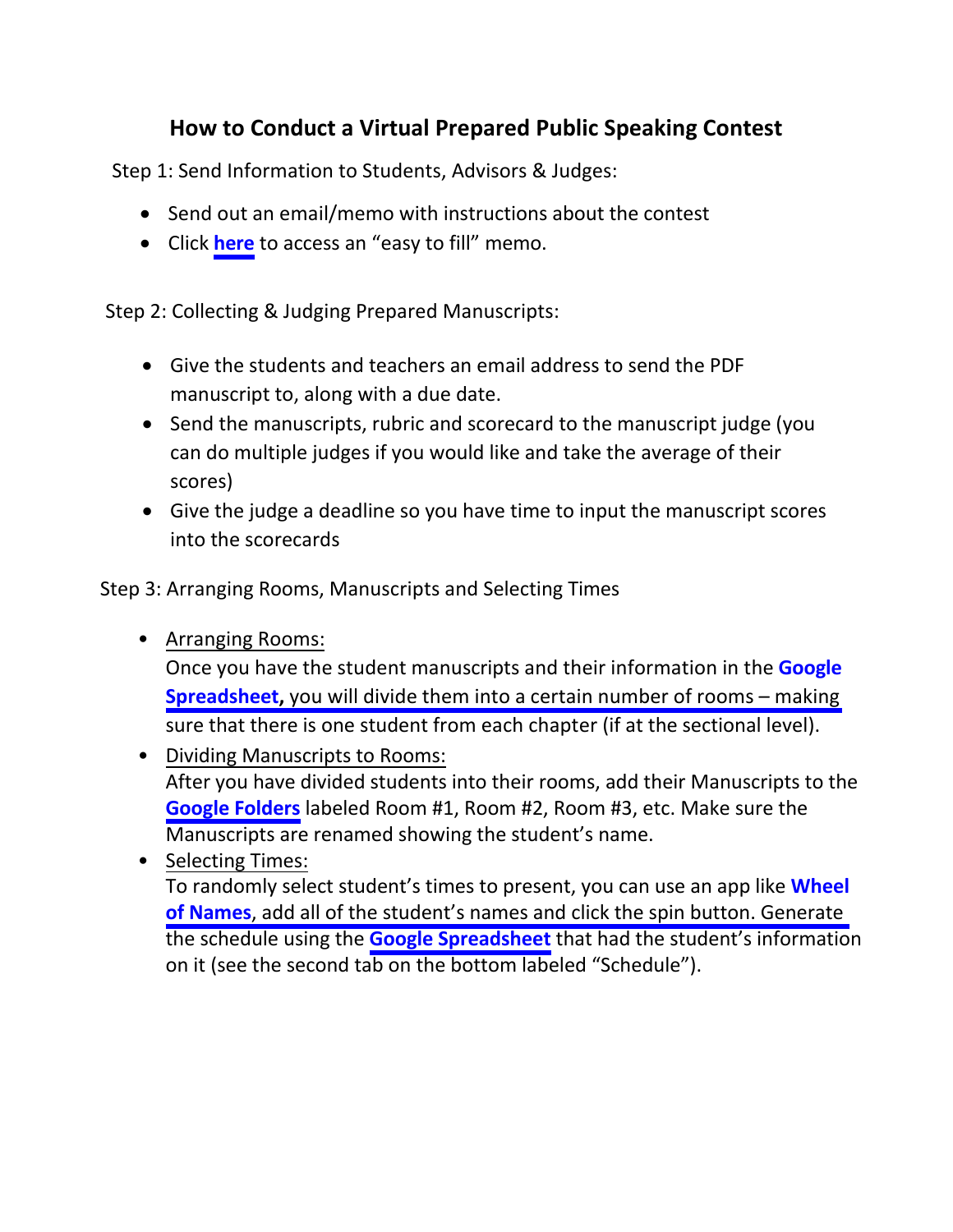# How to Conduct a Virtual Prepared Public Speaking Contest

Step 1: Send Information to Students, Advisors & Judges:

- Send out an email/memo with instructions about the contest
- Click **here** to access an "easy to fill" memo.

Step 2: Collecting & Judging Prepared Manuscripts:

- Give the students and teachers an email address to send the PDF manuscript to, along with a due date.
- Send the manuscripts, rubric and scorecard to the manuscript judge (you can do multiple judges if you would like and take the average of their scores)
- Give the judge a deadline so you have time to input the manuscript scores into the scorecards

Step 3: Arranging Rooms, Manuscripts and Selecting Times

- Arranging Rooms:
  Once you have the student manuscripts and their information in the **Google Spreadsheet,** you will divide them into a certain number of rooms – making sure that there is one student from each chapter (if at the sectional level).
- Dividing Manuscripts to Rooms:
  After you have divided students into their rooms, add their Manuscripts to the **Google Folders** labeled Room #1, Room #2, Room #3, etc. Make sure the Manuscripts are renamed showing the student's name.
- Selecting Times:
  To randomly select student's times to present, you can use an app like **Wheel of Names**, add all of the student's names and click the spin button. Generate the schedule using the **Google Spreadsheet** that had the student's information on it (see the second tab on the bottom labeled "Schedule").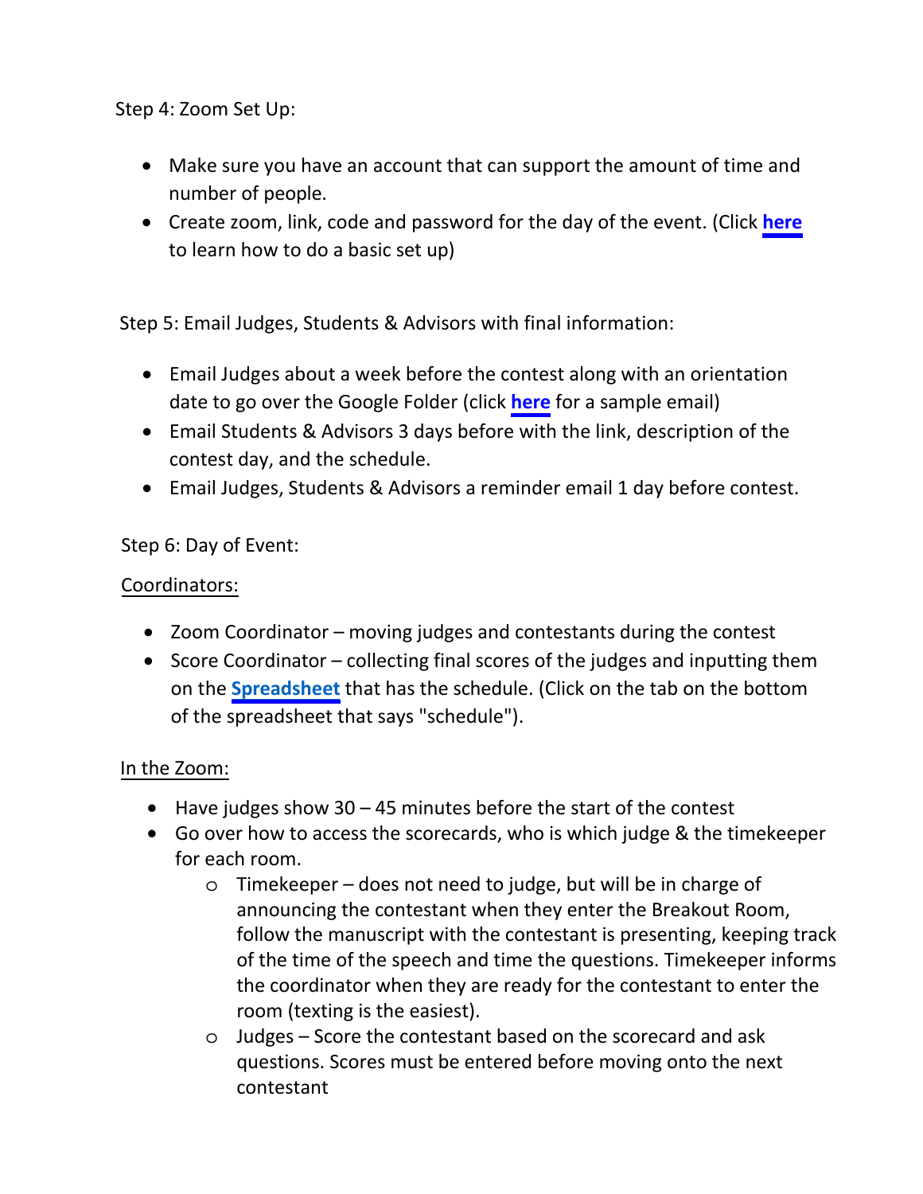Step 4: Zoom Set Up:

- Make sure you have an account that can support the amount of time and number of people.
- Create zoom, link, code and password for the day of the event. (Click **here** to learn how to do a basic set up)

Step 5: Email Judges, Students & Advisors with final information:

- Email Judges about a week before the contest along with an orientation date to go over the Google Folder (click **here** for a sample email)
- Email Students & Advisors 3 days before with the link, description of the contest day, and the schedule.
- Email Judges, Students & Advisors a reminder email 1 day before contest.

Step 6: Day of Event:

Coordinators:

- Zoom Coordinator – moving judges and contestants during the contest
- Score Coordinator – collecting final scores of the judges and inputting them on the **Spreadsheet** that has the schedule. (Click on the tab on the bottom of the spreadsheet that says "schedule").

In the Zoom:

- Have judges show 30 – 45 minutes before the start of the contest
- Go over how to access the scorecards, who is which judge & the timekeeper for each room.
  - Timekeeper – does not need to judge, but will be in charge of announcing the contestant when they enter the Breakout Room, follow the manuscript with the contestant is presenting, keeping track of the time of the speech and time the questions. Timekeeper informs the coordinator when they are ready for the contestant to enter the room (texting is the easiest).
  - Judges – Score the contestant based on the scorecard and ask questions. Scores must be entered before moving onto the next contestant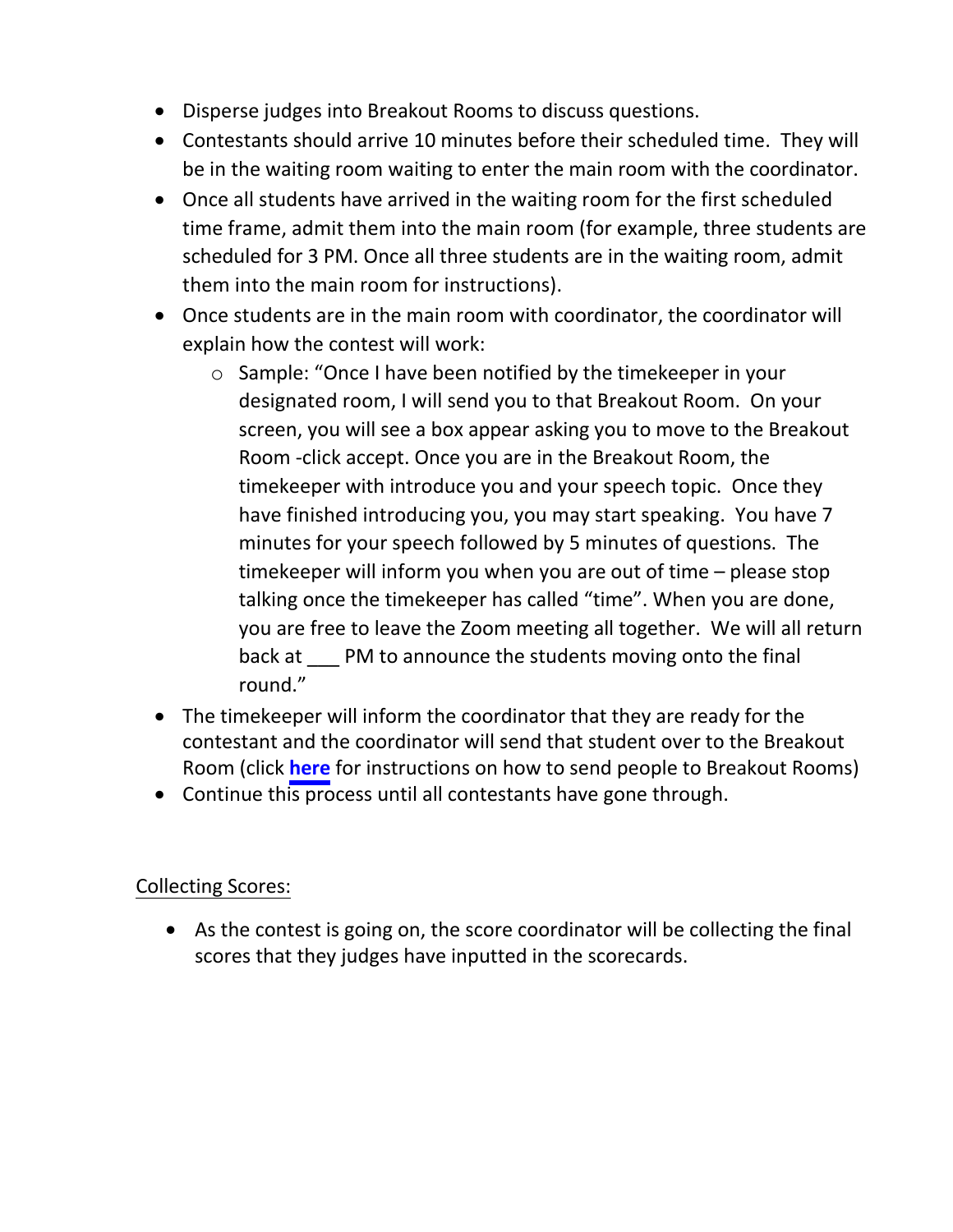- Disperse judges into Breakout Rooms to discuss questions.
- Contestants should arrive 10 minutes before their scheduled time. They will be in the waiting room waiting to enter the main room with the coordinator.
- Once all students have arrived in the waiting room for the first scheduled time frame, admit them into the main room (for example, three students are scheduled for 3 PM. Once all three students are in the waiting room, admit them into the main room for instructions).
- Once students are in the main room with coordinator, the coordinator will explain how the contest will work:
  - Sample: "Once I have been notified by the timekeeper in your designated room, I will send you to that Breakout Room. On your screen, you will see a box appear asking you to move to the Breakout Room -click accept. Once you are in the Breakout Room, the timekeeper with introduce you and your speech topic. Once they have finished introducing you, you may start speaking. You have 7 minutes for your speech followed by 5 minutes of questions. The timekeeper will inform you when you are out of time – please stop talking once the timekeeper has called "time". When you are done, you are free to leave the Zoom meeting all together. We will all return back at ___ PM to announce the students moving onto the final round."
- The timekeeper will inform the coordinator that they are ready for the contestant and the coordinator will send that student over to the Breakout Room (click **here** for instructions on how to send people to Breakout Rooms)
- Continue this process until all contestants have gone through.

Collecting Scores:

- As the contest is going on, the score coordinator will be collecting the final scores that they judges have inputted in the scorecards.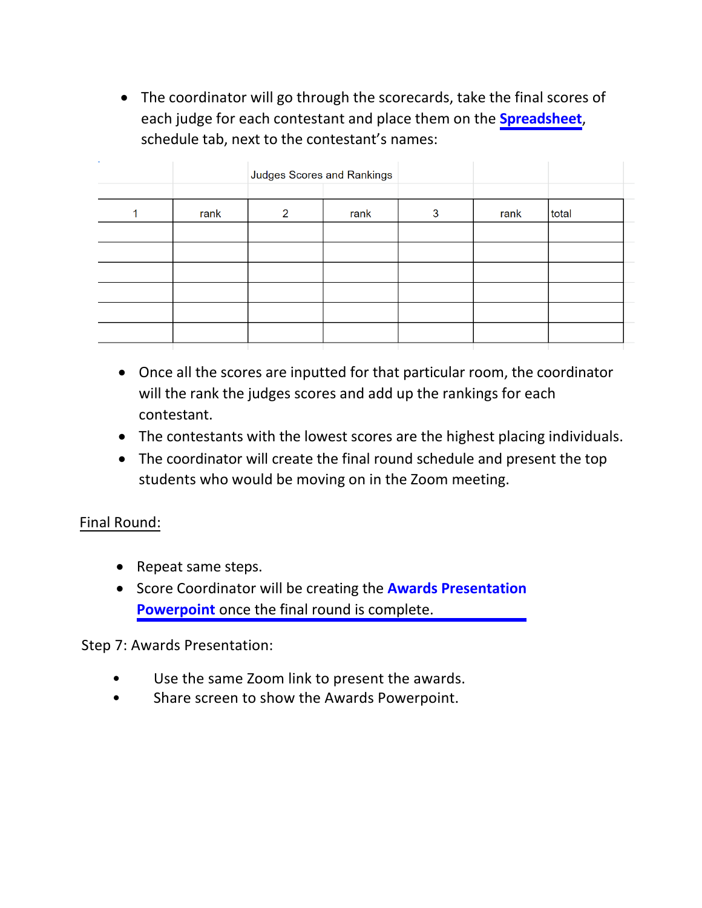- The coordinator will go through the scorecards, take the final scores of each judge for each contestant and place them on the **Spreadsheet**, schedule tab, next to the contestant's names:

| | | Judges Scores and Rankings | | | | |
|---|---|---|---|---|---|---|
| 1 | rank | 2 | rank | 3 | rank | total |
| | | | | | | |
| | | | | | | |
| | | | | | | |
| | | | | | | |
| | | | | | | |
| | | | | | | |

- Once all the scores are inputted for that particular room, the coordinator will the rank the judges scores and add up the rankings for each contestant.
- The contestants with the lowest scores are the highest placing individuals.
- The coordinator will create the final round schedule and present the top students who would be moving on in the Zoom meeting.

Final Round:

- Repeat same steps.
- Score Coordinator will be creating the **Awards Presentation Powerpoint** once the final round is complete.

Step 7: Awards Presentation:

- Use the same Zoom link to present the awards.
- Share screen to show the Awards Powerpoint.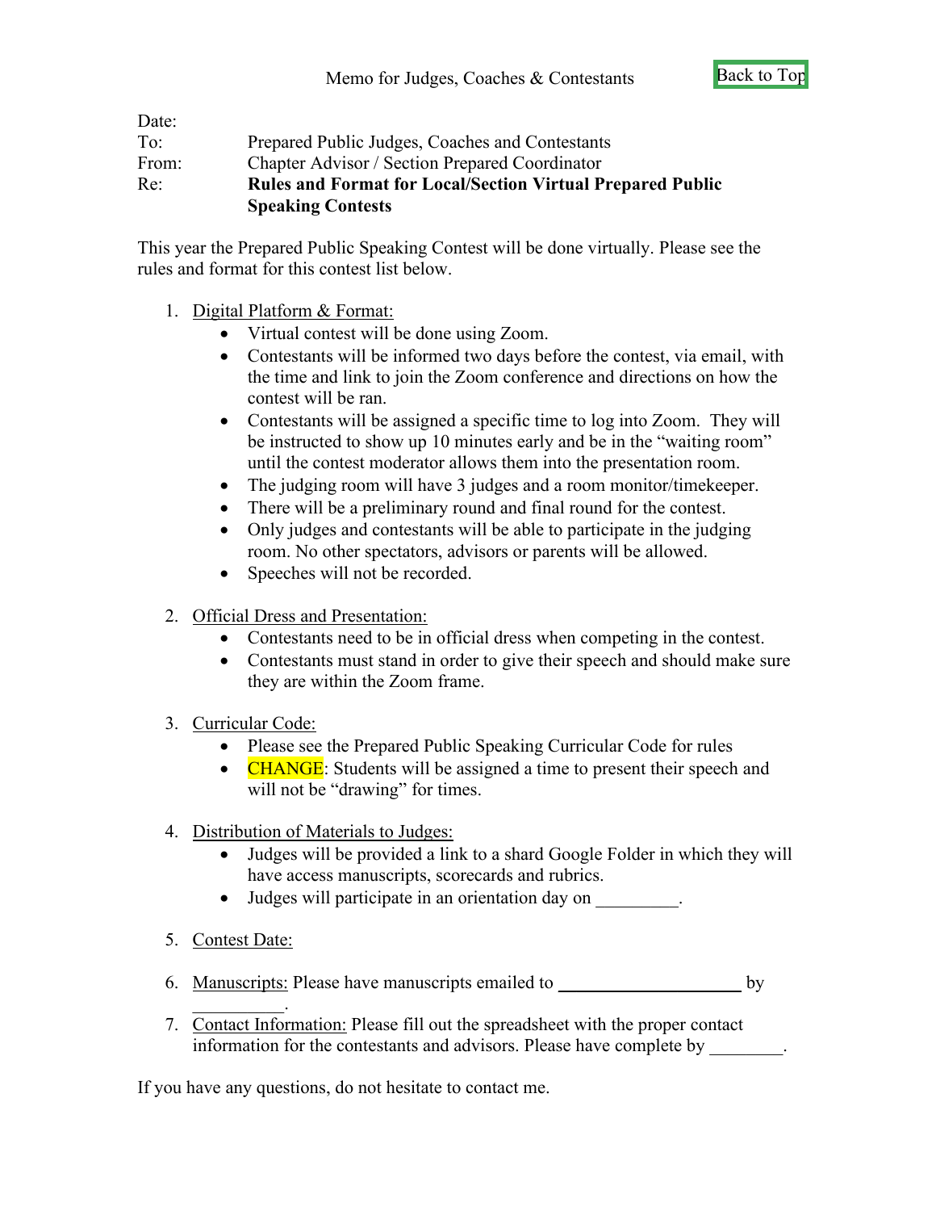Memo for Judges, Coaches & Contestants

Back to Top

Date:
To: Prepared Public Judges, Coaches and Contestants
From: Chapter Advisor / Section Prepared Coordinator
Re: **Rules and Format for Local/Section Virtual Prepared Public Speaking Contests**

This year the Prepared Public Speaking Contest will be done virtually. Please see the rules and format for this contest list below.

1. Digital Platform & Format:
   - Virtual contest will be done using Zoom.
   - Contestants will be informed two days before the contest, via email, with the time and link to join the Zoom conference and directions on how the contest will be ran.
   - Contestants will be assigned a specific time to log into Zoom. They will be instructed to show up 10 minutes early and be in the "waiting room" until the contest moderator allows them into the presentation room.
   - The judging room will have 3 judges and a room monitor/timekeeper.
   - There will be a preliminary round and final round for the contest.
   - Only judges and contestants will be able to participate in the judging room. No other spectators, advisors or parents will be allowed.
   - Speeches will not be recorded.

2. Official Dress and Presentation:
   - Contestants need to be in official dress when competing in the contest.
   - Contestants must stand in order to give their speech and should make sure they are within the Zoom frame.

3. Curricular Code:
   - Please see the Prepared Public Speaking Curricular Code for rules
   - CHANGE: Students will be assigned a time to present their speech and will not be "drawing" for times.

4. Distribution of Materials to Judges:
   - Judges will be provided a link to a shard Google Folder in which they will have access manuscripts, scorecards and rubrics.
   - Judges will participate in an orientation day on _________.

5. Contest Date:

6. Manuscripts: Please have manuscripts emailed to ____________________ by __________.

7. Contact Information: Please fill out the spreadsheet with the proper contact information for the contestants and advisors. Please have complete by ________.

If you have any questions, do not hesitate to contact me.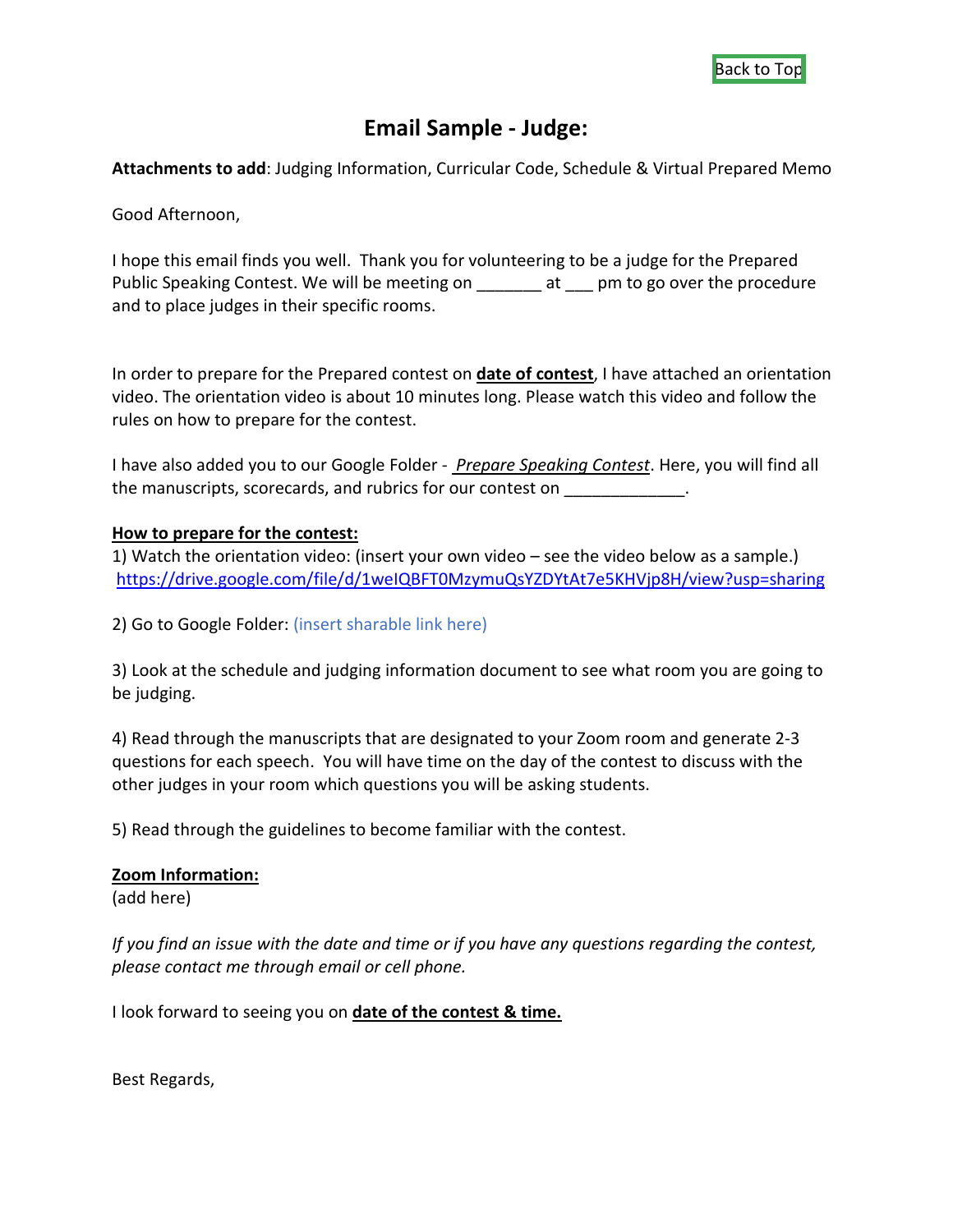Back to Top

# Email Sample - Judge:

**Attachments to add**: Judging Information, Curricular Code, Schedule & Virtual Prepared Memo

Good Afternoon,

I hope this email finds you well. Thank you for volunteering to be a judge for the Prepared Public Speaking Contest. We will be meeting on _______ at ___ pm to go over the procedure and to place judges in their specific rooms.

In order to prepare for the Prepared contest on **date of contest**, I have attached an orientation video. The orientation video is about 10 minutes long. Please watch this video and follow the rules on how to prepare for the contest.

I have also added you to our Google Folder - *Prepare Speaking Contest*. Here, you will find all the manuscripts, scorecards, and rubrics for our contest on _____________.

**How to prepare for the contest:**

1) Watch the orientation video: (insert your own video – see the video below as a sample.) https://drive.google.com/file/d/1weIQBFT0MzymuQsYZDYtAt7e5KHVjp8H/view?usp=sharing

2) Go to Google Folder: (insert sharable link here)

3) Look at the schedule and judging information document to see what room you are going to be judging.

4) Read through the manuscripts that are designated to your Zoom room and generate 2-3 questions for each speech. You will have time on the day of the contest to discuss with the other judges in your room which questions you will be asking students.

5) Read through the guidelines to become familiar with the contest.

**Zoom Information:**
(add here)

*If you find an issue with the date and time or if you have any questions regarding the contest, please contact me through email or cell phone.*

I look forward to seeing you on **date of the contest & time.**

Best Regards,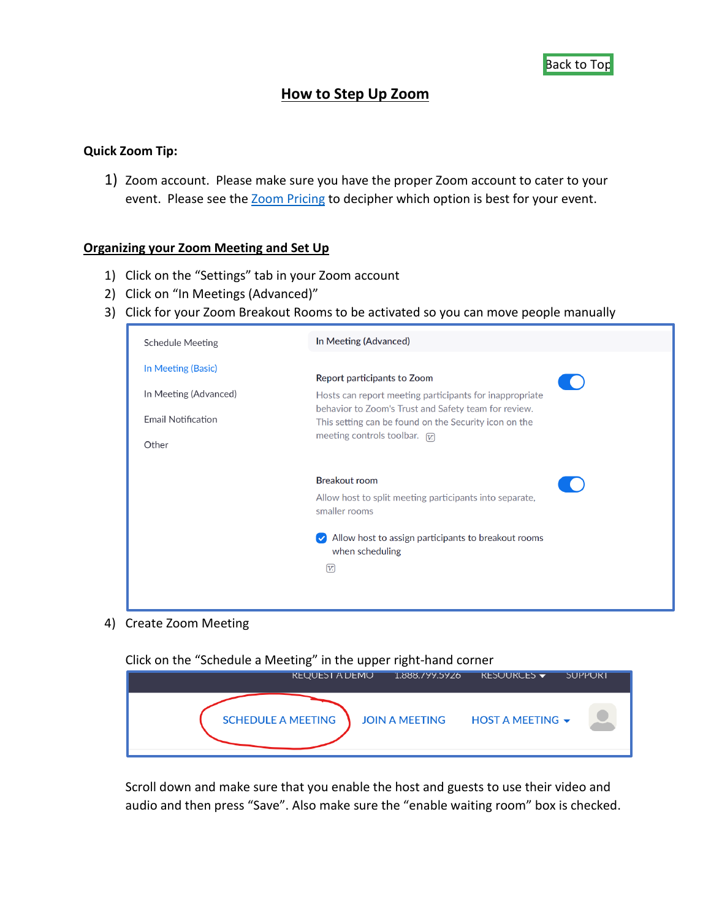Back to Top

# How to Step Up Zoom

**Quick Zoom Tip:**

1) Zoom account. Please make sure you have the proper Zoom account to cater to your event. Please see the Zoom Pricing to decipher which option is best for your event.

## Organizing your Zoom Meeting and Set Up

1) Click on the "Settings" tab in your Zoom account
2) Click on "In Meetings (Advanced)"
3) Click for your Zoom Breakout Rooms to be activated so you can move people manually
4) Create Zoom Meeting

Click on the "Schedule a Meeting" in the upper right-hand corner

Scroll down and make sure that you enable the host and guests to use their video and audio and then press "Save". Also make sure the "enable waiting room" box is checked.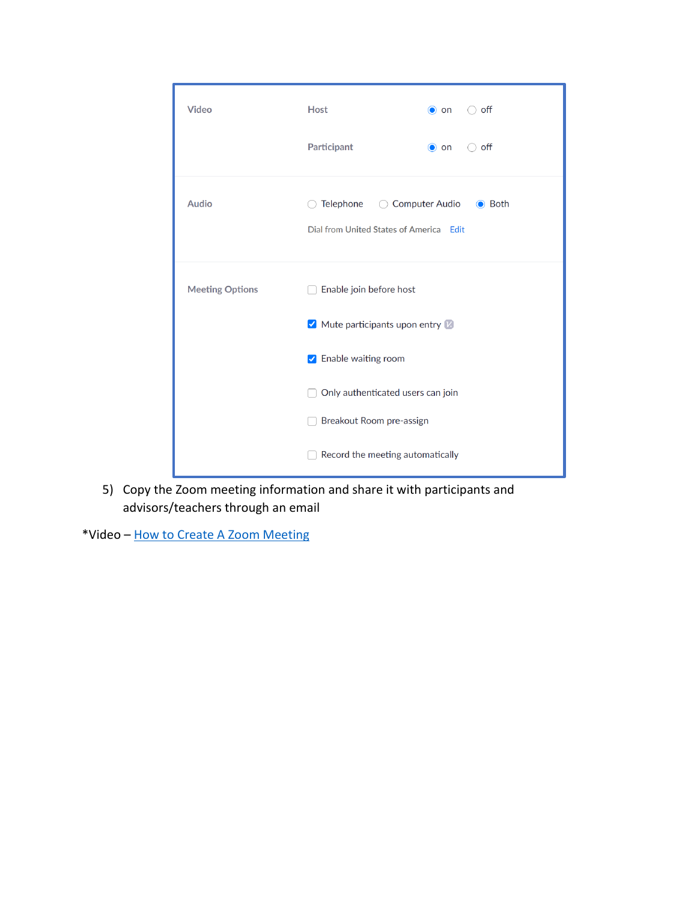| Video | Host | ◉ on ○ off |
| --- | --- | --- |
| | Participant | ◉ on ○ off |
| Audio | ○ Telephone ○ Computer Audio ◉ Both | |
| | Dial from United States of America Edit | |
| Meeting Options | ☐ Enable join before host | |
| | ☑ Mute participants upon entry | |
| | ☑ Enable waiting room | |
| | ☐ Only authenticated users can join | |
| | ☐ Breakout Room pre-assign | |
| | ☐ Record the meeting automatically | |

5) Copy the Zoom meeting information and share it with participants and advisors/teachers through an email

*Video – How to Create A Zoom Meeting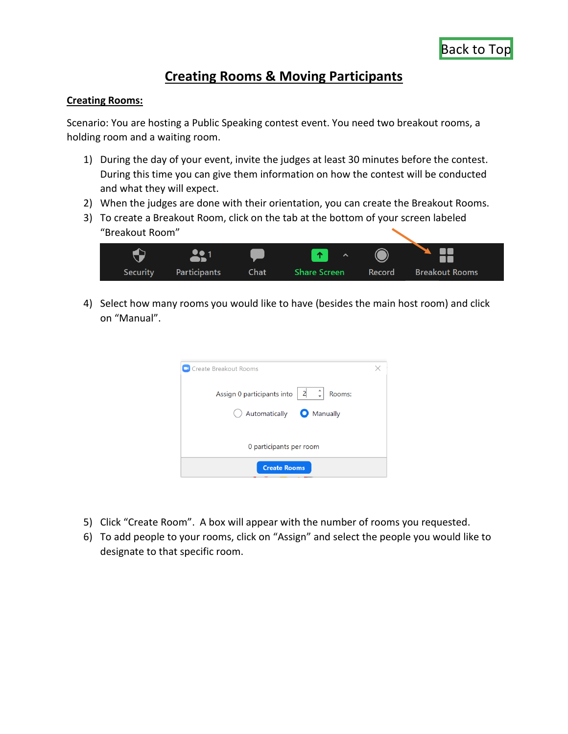Back to Top

# Creating Rooms & Moving Participants

## Creating Rooms:

Scenario: You are hosting a Public Speaking contest event. You need two breakout rooms, a holding room and a waiting room.

1) During the day of your event, invite the judges at least 30 minutes before the contest. During this time you can give them information on how the contest will be conducted and what they will expect.
2) When the judges are done with their orientation, you can create the Breakout Rooms.
3) To create a Breakout Room, click on the tab at the bottom of your screen labeled "Breakout Room"

4) Select how many rooms you would like to have (besides the main host room) and click on "Manual".

5) Click "Create Room". A box will appear with the number of rooms you requested.
6) To add people to your rooms, click on "Assign" and select the people you would like to designate to that specific room.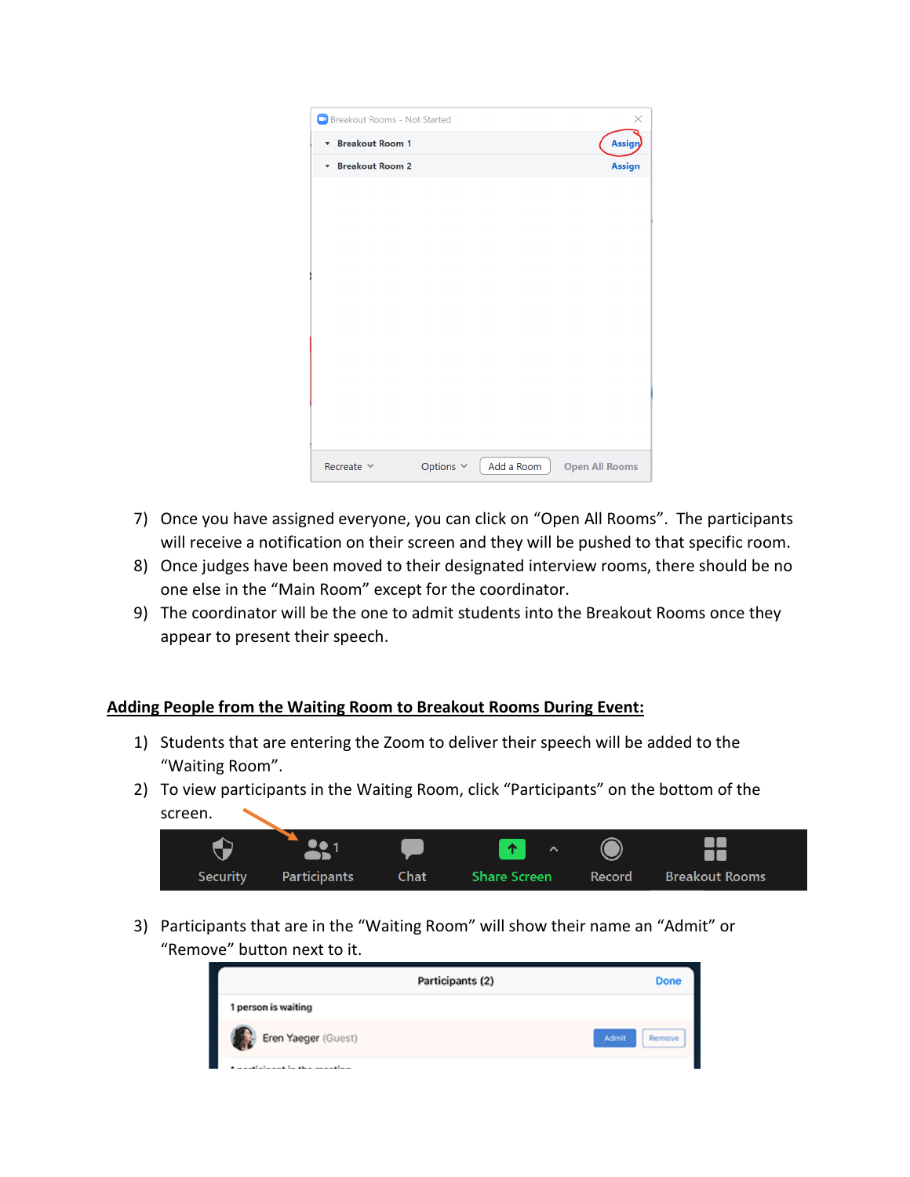7) Once you have assigned everyone, you can click on "Open All Rooms". The participants will receive a notification on their screen and they will be pushed to that specific room.
8) Once judges have been moved to their designated interview rooms, there should be no one else in the "Main Room" except for the coordinator.
9) The coordinator will be the one to admit students into the Breakout Rooms once they appear to present their speech.

**Adding People from the Waiting Room to Breakout Rooms During Event:**

1) Students that are entering the Zoom to deliver their speech will be added to the "Waiting Room".
2) To view participants in the Waiting Room, click "Participants" on the bottom of the screen.
3) Participants that are in the "Waiting Room" will show their name an "Admit" or "Remove" button next to it.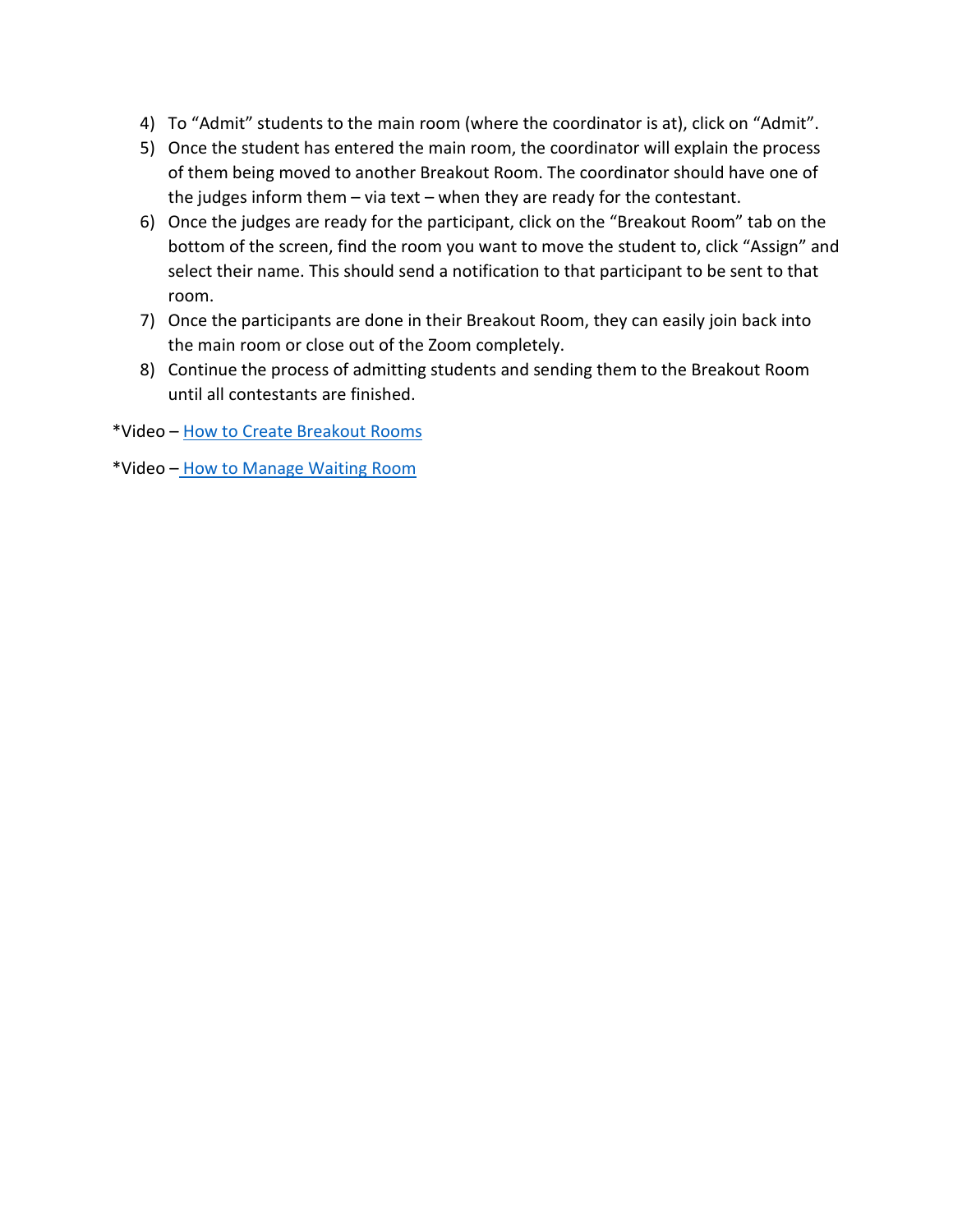4) To "Admit" students to the main room (where the coordinator is at), click on "Admit".
5) Once the student has entered the main room, the coordinator will explain the process of them being moved to another Breakout Room. The coordinator should have one of the judges inform them – via text – when they are ready for the contestant.
6) Once the judges are ready for the participant, click on the "Breakout Room" tab on the bottom of the screen, find the room you want to move the student to, click "Assign" and select their name. This should send a notification to that participant to be sent to that room.
7) Once the participants are done in their Breakout Room, they can easily join back into the main room or close out of the Zoom completely.
8) Continue the process of admitting students and sending them to the Breakout Room until all contestants are finished.

*Video – How to Create Breakout Rooms

*Video – How to Manage Waiting Room